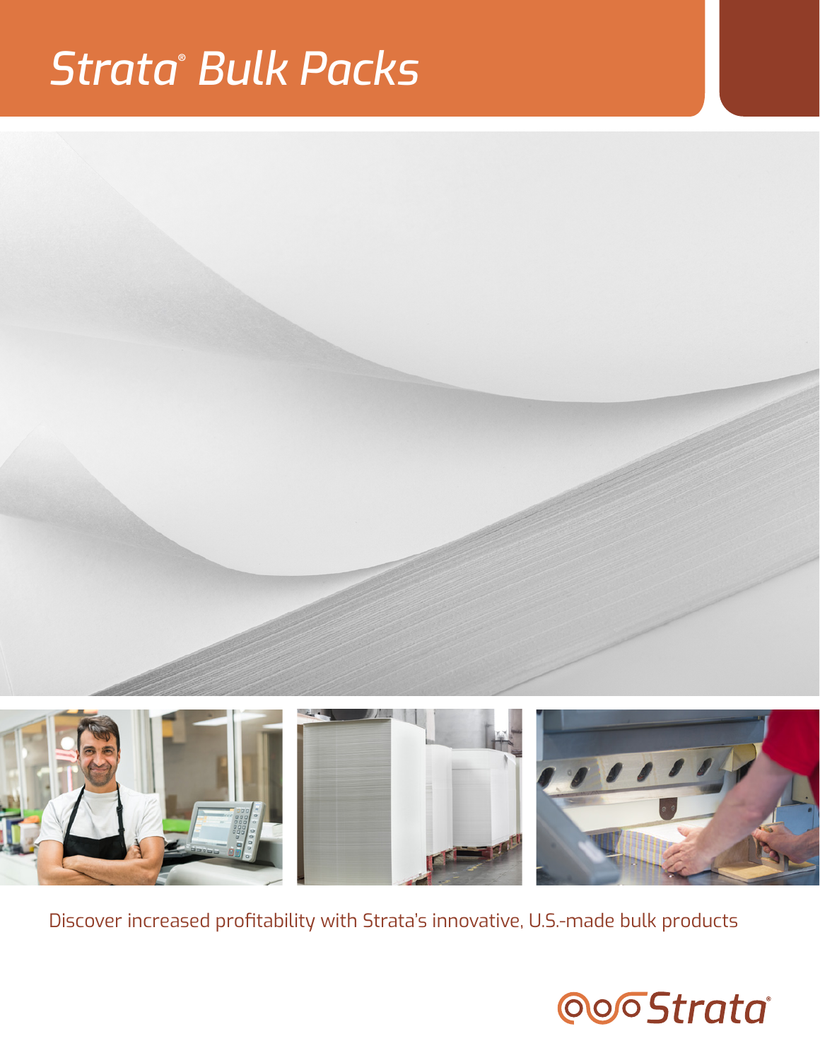# Strata® Bulk Packs

Discover increased profitability with Strata's innovative, U.S.-made bulk products

Strata®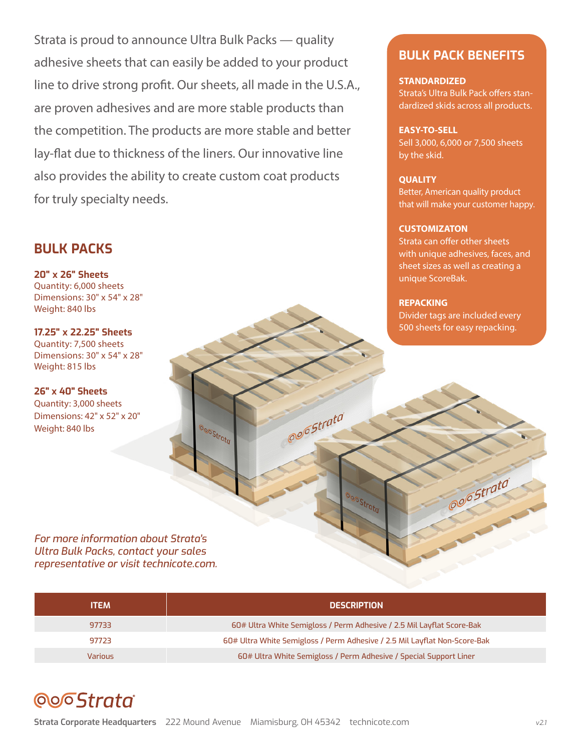Strata is proud to announce Ultra Bulk Packs — quality adhesive sheets that can easily be added to your product line to drive strong profit. Our sheets, all made in the U.S.A., are proven adhesives and are more stable products than the competition. The products are more stable and better lay-flat due to thickness of the liners. Our innovative line also provides the ability to create custom coat products for truly specialty needs.

## BULK PACK BENEFITS

**STANDARDIZED**
Strata's Ultra Bulk Pack offers standardized skids across all products.

**EASY-TO-SELL**
Sell 3,000, 6,000 or 7,500 sheets by the skid.

**QUALITY**
Better, American quality product that will make your customer happy.

**CUSTOMIZATON**
Strata can offer other sheets with unique adhesives, faces, and sheet sizes as well as creating a unique ScoreBak.

**REPACKING**
Divider tags are included every 500 sheets for easy repacking.

## BULK PACKS

**20" x 26" Sheets**
Quantity: 6,000 sheets
Dimensions: 30" x 54" x 28"
Weight: 840 lbs

**17.25" x 22.25" Sheets**
Quantity: 7,500 sheets
Dimensions: 30" x 54" x 28"
Weight: 815 lbs

**26" x 40" Sheets**
Quantity: 3,000 sheets
Dimensions: 42" x 52" x 20"
Weight: 840 lbs

*For more information about Strata's Ultra Bulk Packs, contact your sales representative or visit technicote.com.*

| ITEM | DESCRIPTION |
|---|---|
| 97733 | 60# Ultra White Semigloss / Perm Adhesive / 2.5 Mil Layflat Score-Bak |
| 97723 | 60# Ultra White Semigloss / Perm Adhesive / 2.5 Mil Layflat Non-Score-Bak |
| Various | 60# Ultra White Semigloss / Perm Adhesive / Special Support Liner |

Strata

**Strata Corporate Headquarters** 222 Mound Avenue Miamisburg, OH 45342 technicote.com

v2.1